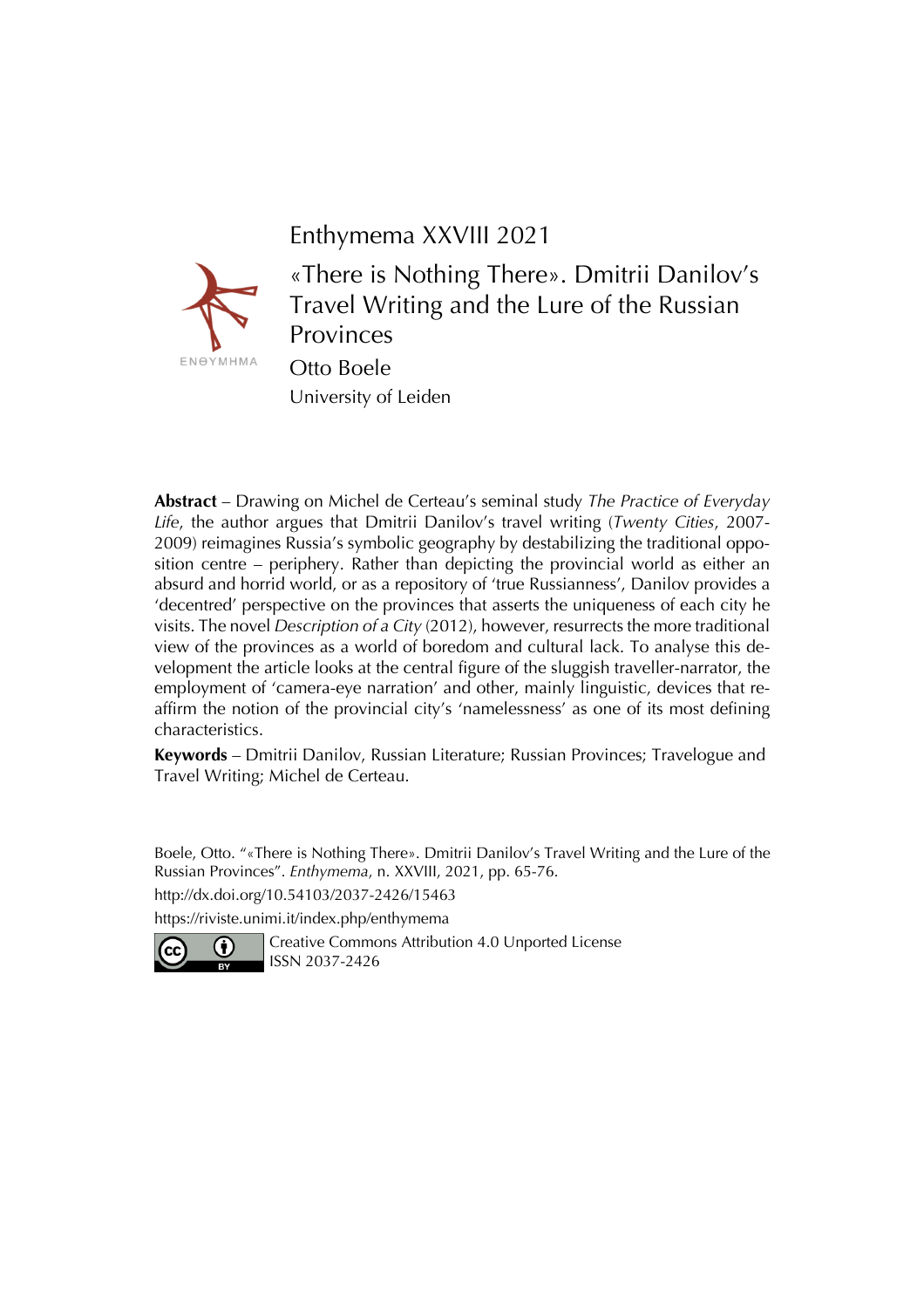Enthymema XXVIII 2021

# «There is Nothing There». Dmitrii Danilov's Travel Writing and the Lure of the Russian Provinces

Otto Boele

University of Leiden

**Abstract** – Drawing on Michel de Certeau's seminal study *The Practice of Everyday Life*, the author argues that Dmitrii Danilov's travel writing (*Twenty Cities*, 2007-2009) reimagines Russia's symbolic geography by destabilizing the traditional opposition centre – periphery. Rather than depicting the provincial world as either an absurd and horrid world, or as a repository of 'true Russianness', Danilov provides a 'decentred' perspective on the provinces that asserts the uniqueness of each city he visits. The novel *Description of a City* (2012), however, resurrects the more traditional view of the provinces as a world of boredom and cultural lack. To analyse this development the article looks at the central figure of the sluggish traveller-narrator, the employment of 'camera-eye narration' and other, mainly linguistic, devices that reaffirm the notion of the provincial city's 'namelessness' as one of its most defining characteristics.

**Keywords** – Dmitrii Danilov, Russian Literature; Russian Provinces; Travelogue and Travel Writing; Michel de Certeau.

Boele, Otto. "«There is Nothing There». Dmitrii Danilov's Travel Writing and the Lure of the Russian Provinces". *Enthymema*, n. XXVIII, 2021, pp. 65-76.

http://dx.doi.org/10.54103/2037-2426/15463

https://riviste.unimi.it/index.php/enthymema

Creative Commons Attribution 4.0 Unported License
ISSN 2037-2426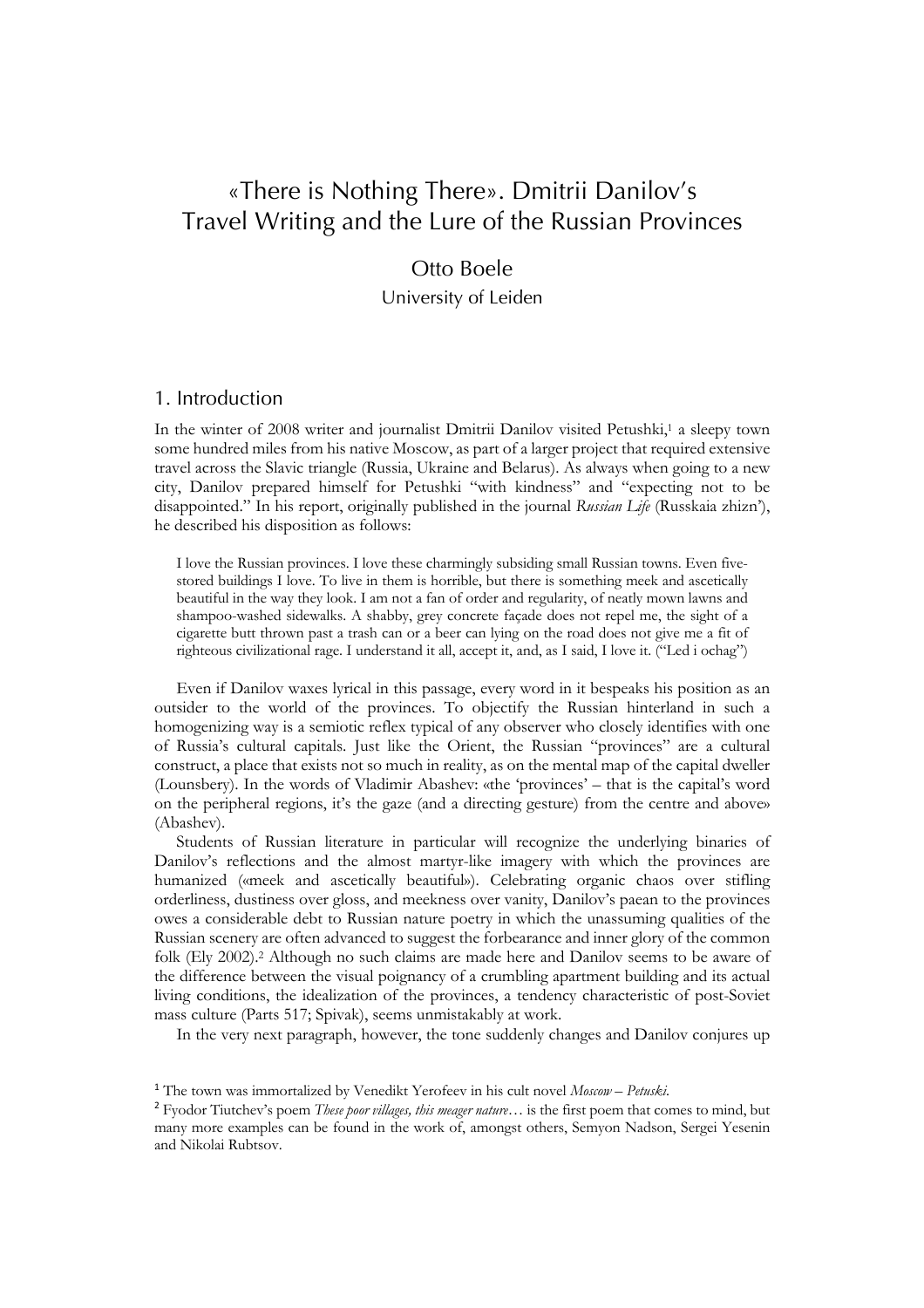# «There is Nothing There». Dmitrii Danilov's Travel Writing and the Lure of the Russian Provinces

Otto Boele

University of Leiden

## 1. Introduction

In the winter of 2008 writer and journalist Dmitrii Danilov visited Petushki,[1] a sleepy town some hundred miles from his native Moscow, as part of a larger project that required extensive travel across the Slavic triangle (Russia, Ukraine and Belarus). As always when going to a new city, Danilov prepared himself for Petushki "with kindness" and "expecting not to be disappointed." In his report, originally published in the journal *Russian Life* (Russkaia zhizn'), he described his disposition as follows:

> I love the Russian provinces. I love these charmingly subsiding small Russian towns. Even five-stored buildings I love. To live in them is horrible, but there is something meek and ascetically beautiful in the way they look. I am not a fan of order and regularity, of neatly mown lawns and shampoo-washed sidewalks. A shabby, grey concrete façade does not repel me, the sight of a cigarette butt thrown past a trash can or a beer can lying on the road does not give me a fit of righteous civilizational rage. I understand it all, accept it, and, as I said, I love it. ("Led i ochag")

Even if Danilov waxes lyrical in this passage, every word in it bespeaks his position as an outsider to the world of the provinces. To objectify the Russian hinterland in such a homogenizing way is a semiotic reflex typical of any observer who closely identifies with one of Russia's cultural capitals. Just like the Orient, the Russian "provinces" are a cultural construct, a place that exists not so much in reality, as on the mental map of the capital dweller (Lounsbery). In the words of Vladimir Abashev: «the 'provinces' – that is the capital's word on the peripheral regions, it's the gaze (and a directing gesture) from the centre and above» (Abashev).

Students of Russian literature in particular will recognize the underlying binaries of Danilov's reflections and the almost martyr-like imagery with which the provinces are humanized («meek and ascetically beautiful»). Celebrating organic chaos over stifling orderliness, dustiness over gloss, and meekness over vanity, Danilov's paean to the provinces owes a considerable debt to Russian nature poetry in which the unassuming qualities of the Russian scenery are often advanced to suggest the forbearance and inner glory of the common folk (Ely 2002).[2] Although no such claims are made here and Danilov seems to be aware of the difference between the visual poignancy of a crumbling apartment building and its actual living conditions, the idealization of the provinces, a tendency characteristic of post-Soviet mass culture (Parts 517; Spivak), seems unmistakably at work.

In the very next paragraph, however, the tone suddenly changes and Danilov conjures up

---

[1] The town was immortalized by Venedikt Yerofeev in his cult novel *Moscow – Petuski*.

[2] Fyodor Tiutchev's poem *These poor villages, this meager nature*… is the first poem that comes to mind, but many more examples can be found in the work of, amongst others, Semyon Nadson, Sergei Yesenin and Nikolai Rubtsov.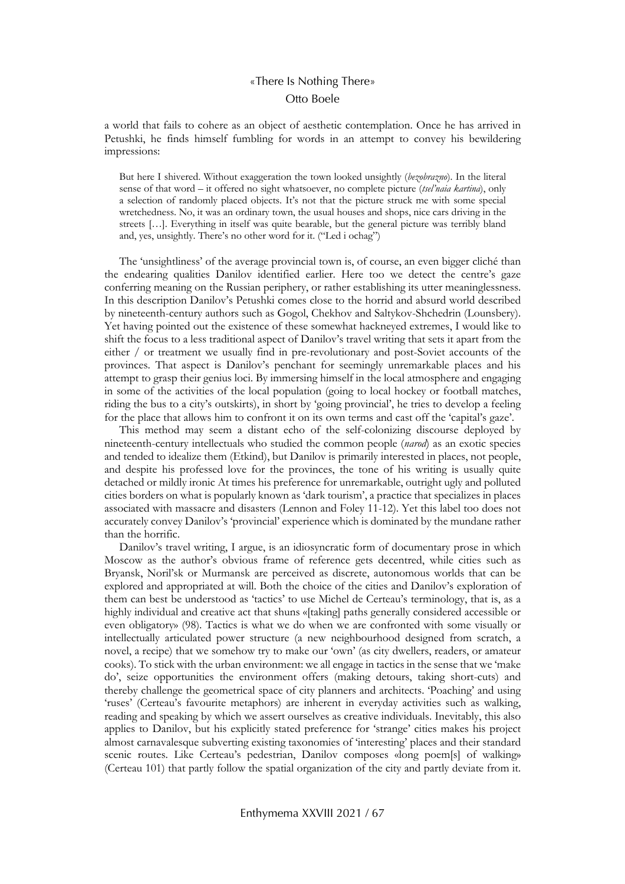a world that fails to cohere as an object of aesthetic contemplation. Once he has arrived in Petushki, he finds himself fumbling for words in an attempt to convey his bewildering impressions:

> But here I shivered. Without exaggeration the town looked unsightly (*bezobrazno*). In the literal sense of that word – it offered no sight whatsoever, no complete picture (*tsel'naia kartina*), only a selection of randomly placed objects. It's not that the picture struck me with some special wretchedness. No, it was an ordinary town, the usual houses and shops, nice cars driving in the streets […]. Everything in itself was quite bearable, but the general picture was terribly bland and, yes, unsightly. There's no other word for it. ("Led i ochag")

The 'unsightliness' of the average provincial town is, of course, an even bigger cliché than the endearing qualities Danilov identified earlier. Here too we detect the centre's gaze conferring meaning on the Russian periphery, or rather establishing its utter meaninglessness. In this description Danilov's Petushki comes close to the horrid and absurd world described by nineteenth-century authors such as Gogol, Chekhov and Saltykov-Shchedrin (Lounsbery). Yet having pointed out the existence of these somewhat hackneyed extremes, I would like to shift the focus to a less traditional aspect of Danilov's travel writing that sets it apart from the either / or treatment we usually find in pre-revolutionary and post-Soviet accounts of the provinces. That aspect is Danilov's penchant for seemingly unremarkable places and his attempt to grasp their genius loci. By immersing himself in the local atmosphere and engaging in some of the activities of the local population (going to local hockey or football matches, riding the bus to a city's outskirts), in short by 'going provincial', he tries to develop a feeling for the place that allows him to confront it on its own terms and cast off the 'capital's gaze'.

This method may seem a distant echo of the self-colonizing discourse deployed by nineteenth-century intellectuals who studied the common people (*narod*) as an exotic species and tended to idealize them (Etkind), but Danilov is primarily interested in places, not people, and despite his professed love for the provinces, the tone of his writing is usually quite detached or mildly ironic At times his preference for unremarkable, outright ugly and polluted cities borders on what is popularly known as 'dark tourism', a practice that specializes in places associated with massacre and disasters (Lennon and Foley 11-12). Yet this label too does not accurately convey Danilov's 'provincial' experience which is dominated by the mundane rather than the horrific.

Danilov's travel writing, I argue, is an idiosyncratic form of documentary prose in which Moscow as the author's obvious frame of reference gets decentred, while cities such as Bryansk, Noril'sk or Murmansk are perceived as discrete, autonomous worlds that can be explored and appropriated at will. Both the choice of the cities and Danilov's exploration of them can best be understood as 'tactics' to use Michel de Certeau's terminology, that is, as a highly individual and creative act that shuns «[taking] paths generally considered accessible or even obligatory» (98). Tactics is what we do when we are confronted with some visually or intellectually articulated power structure (a new neighbourhood designed from scratch, a novel, a recipe) that we somehow try to make our 'own' (as city dwellers, readers, or amateur cooks). To stick with the urban environment: we all engage in tactics in the sense that we 'make do', seize opportunities the environment offers (making detours, taking short-cuts) and thereby challenge the geometrical space of city planners and architects. 'Poaching' and using 'ruses' (Certeau's favourite metaphors) are inherent in everyday activities such as walking, reading and speaking by which we assert ourselves as creative individuals. Inevitably, this also applies to Danilov, but his explicitly stated preference for 'strange' cities makes his project almost carnavalesque subverting existing taxonomies of 'interesting' places and their standard scenic routes. Like Certeau's pedestrian, Danilov composes «long poem[s] of walking» (Certeau 101) that partly follow the spatial organization of the city and partly deviate from it.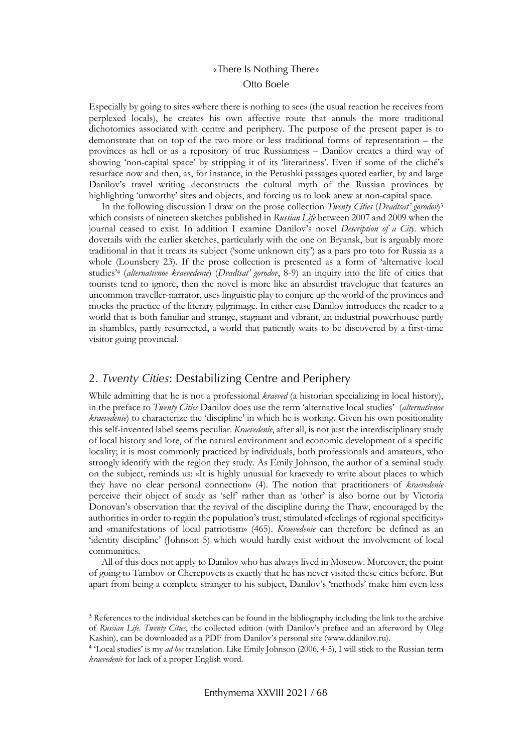Especially by going to sites «where there is nothing to see» (the usual reaction he receives from perplexed locals), he creates his own affective route that annuls the more traditional dichotomies associated with centre and periphery. The purpose of the present paper is to demonstrate that on top of the two more or less traditional forms of representation – the provinces as hell or as a repository of true Russianness – Danilov creates a third way of showing 'non-capital space' by stripping it of its 'literariness'. Even if some of the cliché's resurface now and then, as, for instance, in the Petushki passages quoted earlier, by and large Danilov's travel writing deconstructs the cultural myth of the Russian provinces by highlighting 'unworthy' sites and objects, and forcing us to look anew at non-capital space.

In the following discussion I draw on the prose collection *Twenty Cities* (*Dvadtsat' gorodov*)[3] which consists of nineteen sketches published in *Russian Life* between 2007 and 2009 when the journal ceased to exist. In addition I examine Danilov's novel *Description of a City*. which dovetails with the earlier sketches, particularly with the one on Bryansk, but is arguably more traditional in that it treats its subject ('some unknown city') as a pars pro toto for Russia as a whole (Lounsbery 23). If the prose collection is presented as a form of 'alternative local studies'[4] (*alternativnoe kraevedenie*) (*Dvadtsat' gorodov*, 8-9) an inquiry into the life of cities that tourists tend to ignore, then the novel is more like an absurdist travelogue that features an uncommon traveller-narrator, uses linguistic play to conjure up the world of the provinces and mocks the practice of the literary pilgrimage. In either case Danilov introduces the reader to a world that is both familiar and strange, stagnant and vibrant, an industrial powerhouse partly in shambles, partly resurrected, a world that patiently waits to be discovered by a first-time visitor going provincial.

## 2. *Twenty Cities*: Destabilizing Centre and Periphery

While admitting that he is not a professional *kraeved* (a historian specializing in local history), in the preface to *Twenty Cities* Danilov does use the term 'alternative local studies' (*alternativnoe kraevedenie*) to characterize the 'discipline' in which he is working. Given his own positionality this self-invented label seems peculiar. *Kraevedenie*, after all, is not just the interdisciplinary study of local history and lore, of the natural environment and economic development of a specific locality; it is most commonly practiced by individuals, both professionals and amateurs, who strongly identify with the region they study. As Emily Johnson, the author of a seminal study on the subject, reminds us: «It is highly unusual for kraevedy to write about places to which they have no clear personal connection» (4). The notion that practitioners of *kraevedenie* perceive their object of study as 'self' rather than as 'other' is also borne out by Victoria Donovan's observation that the revival of the discipline during the Thaw, encouraged by the authorities in order to regain the population's trust, stimulated «feelings of regional specificity» and «manifestations of local patriotism» (465). *Kraevedenie* can therefore be defined as an 'identity discipline' (Johnson 5) which would hardly exist without the involvement of local communities.

All of this does not apply to Danilov who has always lived in Moscow. Moreover, the point of going to Tambov or Cherepovets is exactly that he has never visited these cities before. But apart from being a complete stranger to his subject, Danilov's 'methods' make him even less

[3] References to the individual sketches can be found in the bibliography including the link to the archive of *Russian Life*. *Twenty Cities*, the collected edition (with Danilov's preface and an afterword by Oleg Kashin), can be downloaded as a PDF from Danilov's personal site (www.ddanilov.ru).

[4] 'Local studies' is my *ad hoc* translation. Like Emily Johnson (2006, 4-5), I will stick to the Russian term *kraevedenie* for lack of a proper English word.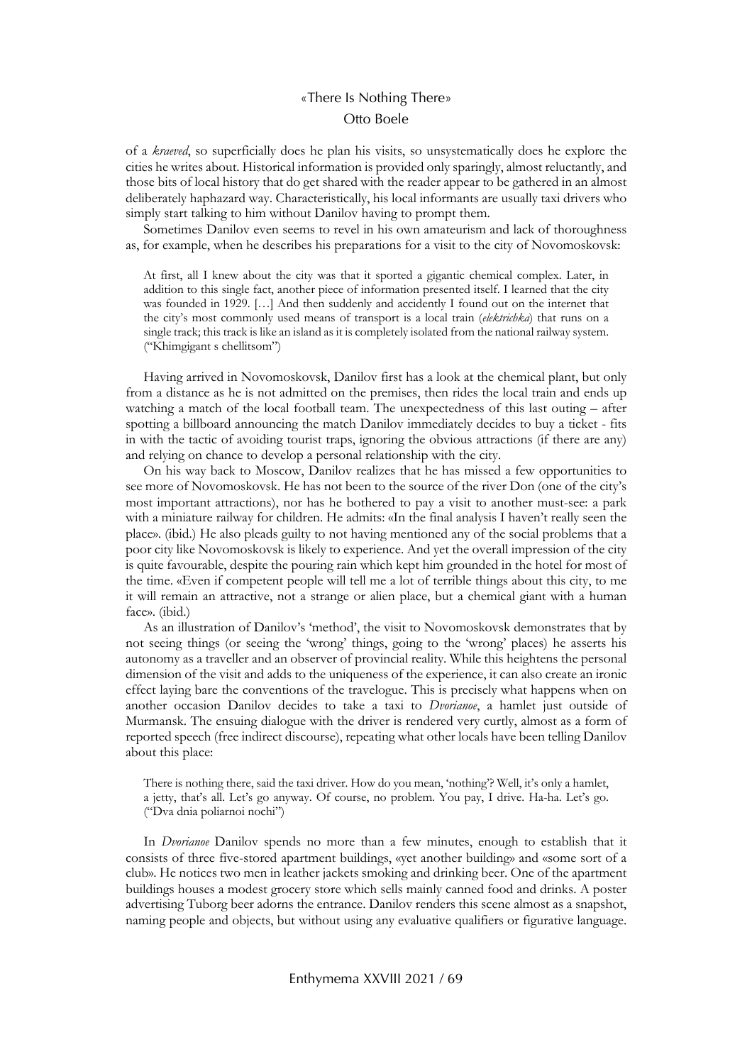of a *kraeved*, so superficially does he plan his visits, so unsystematically does he explore the cities he writes about. Historical information is provided only sparingly, almost reluctantly, and those bits of local history that do get shared with the reader appear to be gathered in an almost deliberately haphazard way. Characteristically, his local informants are usually taxi drivers who simply start talking to him without Danilov having to prompt them.

Sometimes Danilov even seems to revel in his own amateurism and lack of thoroughness as, for example, when he describes his preparations for a visit to the city of Novomoskovsk:

> At first, all I knew about the city was that it sported a gigantic chemical complex. Later, in addition to this single fact, another piece of information presented itself. I learned that the city was founded in 1929. […] And then suddenly and accidently I found out on the internet that the city's most commonly used means of transport is a local train (*elektrichka*) that runs on a single track; this track is like an island as it is completely isolated from the national railway system. ("Khimgigant s chellitsom")

Having arrived in Novomoskovsk, Danilov first has a look at the chemical plant, but only from a distance as he is not admitted on the premises, then rides the local train and ends up watching a match of the local football team. The unexpectedness of this last outing – after spotting a billboard announcing the match Danilov immediately decides to buy a ticket - fits in with the tactic of avoiding tourist traps, ignoring the obvious attractions (if there are any) and relying on chance to develop a personal relationship with the city.

On his way back to Moscow, Danilov realizes that he has missed a few opportunities to see more of Novomoskovsk. He has not been to the source of the river Don (one of the city's most important attractions), nor has he bothered to pay a visit to another must-see: a park with a miniature railway for children. He admits: «In the final analysis I haven't really seen the place». (ibid.) He also pleads guilty to not having mentioned any of the social problems that a poor city like Novomoskovsk is likely to experience. And yet the overall impression of the city is quite favourable, despite the pouring rain which kept him grounded in the hotel for most of the time. «Even if competent people will tell me a lot of terrible things about this city, to me it will remain an attractive, not a strange or alien place, but a chemical giant with a human face». (ibid.)

As an illustration of Danilov's 'method', the visit to Novomoskovsk demonstrates that by not seeing things (or seeing the 'wrong' things, going to the 'wrong' places) he asserts his autonomy as a traveller and an observer of provincial reality. While this heightens the personal dimension of the visit and adds to the uniqueness of the experience, it can also create an ironic effect laying bare the conventions of the travelogue. This is precisely what happens when on another occasion Danilov decides to take a taxi to *Dvorianoe*, a hamlet just outside of Murmansk. The ensuing dialogue with the driver is rendered very curtly, almost as a form of reported speech (free indirect discourse), repeating what other locals have been telling Danilov about this place:

> There is nothing there, said the taxi driver. How do you mean, 'nothing'? Well, it's only a hamlet, a jetty, that's all. Let's go anyway. Of course, no problem. You pay, I drive. Ha-ha. Let's go. ("Dva dnia poliarnoi nochi")

In *Dvorianoe* Danilov spends no more than a few minutes, enough to establish that it consists of three five-stored apartment buildings, «yet another building» and «some sort of a club». He notices two men in leather jackets smoking and drinking beer. One of the apartment buildings houses a modest grocery store which sells mainly canned food and drinks. A poster advertising Tuborg beer adorns the entrance. Danilov renders this scene almost as a snapshot, naming people and objects, but without using any evaluative qualifiers or figurative language.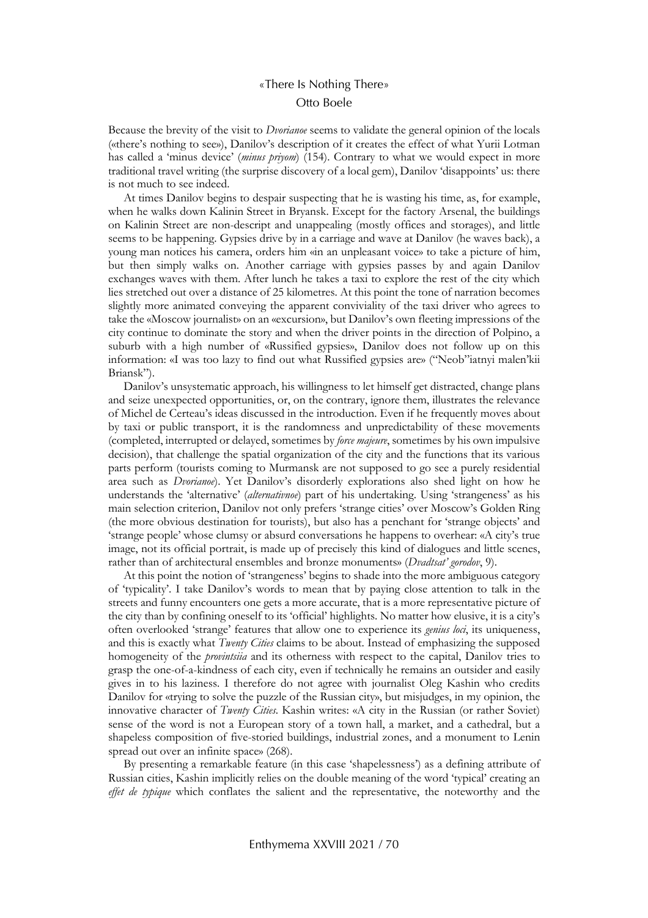Because the brevity of the visit to *Dvorianoe* seems to validate the general opinion of the locals («there's nothing to see»), Danilov's description of it creates the effect of what Yurii Lotman has called a 'minus device' (*minus priyom*) (154). Contrary to what we would expect in more traditional travel writing (the surprise discovery of a local gem), Danilov 'disappoints' us: there is not much to see indeed.

At times Danilov begins to despair suspecting that he is wasting his time, as, for example, when he walks down Kalinin Street in Bryansk. Except for the factory Arsenal, the buildings on Kalinin Street are non-descript and unappealing (mostly offices and storages), and little seems to be happening. Gypsies drive by in a carriage and wave at Danilov (he waves back), a young man notices his camera, orders him «in an unpleasant voice» to take a picture of him, but then simply walks on. Another carriage with gypsies passes by and again Danilov exchanges waves with them. After lunch he takes a taxi to explore the rest of the city which lies stretched out over a distance of 25 kilometres. At this point the tone of narration becomes slightly more animated conveying the apparent conviviality of the taxi driver who agrees to take the «Moscow journalist» on an «excursion», but Danilov's own fleeting impressions of the city continue to dominate the story and when the driver points in the direction of Polpino, a suburb with a high number of «Russified gypsies», Danilov does not follow up on this information: «I was too lazy to find out what Russified gypsies are» ("Neob"iatnyi malen'kii Briansk").

Danilov's unsystematic approach, his willingness to let himself get distracted, change plans and seize unexpected opportunities, or, on the contrary, ignore them, illustrates the relevance of Michel de Certeau's ideas discussed in the introduction. Even if he frequently moves about by taxi or public transport, it is the randomness and unpredictability of these movements (completed, interrupted or delayed, sometimes by *force majeure*, sometimes by his own impulsive decision), that challenge the spatial organization of the city and the functions that its various parts perform (tourists coming to Murmansk are not supposed to go see a purely residential area such as *Dvorianoe*). Yet Danilov's disorderly explorations also shed light on how he understands the 'alternative' (*alternativnoe*) part of his undertaking. Using 'strangeness' as his main selection criterion, Danilov not only prefers 'strange cities' over Moscow's Golden Ring (the more obvious destination for tourists), but also has a penchant for 'strange objects' and 'strange people' whose clumsy or absurd conversations he happens to overhear: «A city's true image, not its official portrait, is made up of precisely this kind of dialogues and little scenes, rather than of architectural ensembles and bronze monuments» (*Dvadtsat' gorodov*, 9).

At this point the notion of 'strangeness' begins to shade into the more ambiguous category of 'typicality'. I take Danilov's words to mean that by paying close attention to talk in the streets and funny encounters one gets a more accurate, that is a more representative picture of the city than by confining oneself to its 'official' highlights. No matter how elusive, it is a city's often overlooked 'strange' features that allow one to experience its *genius loci*, its uniqueness, and this is exactly what *Twenty Cities* claims to be about. Instead of emphasizing the supposed homogeneity of the *provintsiia* and its otherness with respect to the capital, Danilov tries to grasp the one-of-a-kindness of each city, even if technically he remains an outsider and easily gives in to his laziness. I therefore do not agree with journalist Oleg Kashin who credits Danilov for «trying to solve the puzzle of the Russian city», but misjudges, in my opinion, the innovative character of *Twenty Cities*. Kashin writes: «A city in the Russian (or rather Soviet) sense of the word is not a European story of a town hall, a market, and a cathedral, but a shapeless composition of five-storied buildings, industrial zones, and a monument to Lenin spread out over an infinite space» (268).

By presenting a remarkable feature (in this case 'shapelessness') as a defining attribute of Russian cities, Kashin implicitly relies on the double meaning of the word 'typical' creating an *effet de typique* which conflates the salient and the representative, the noteworthy and the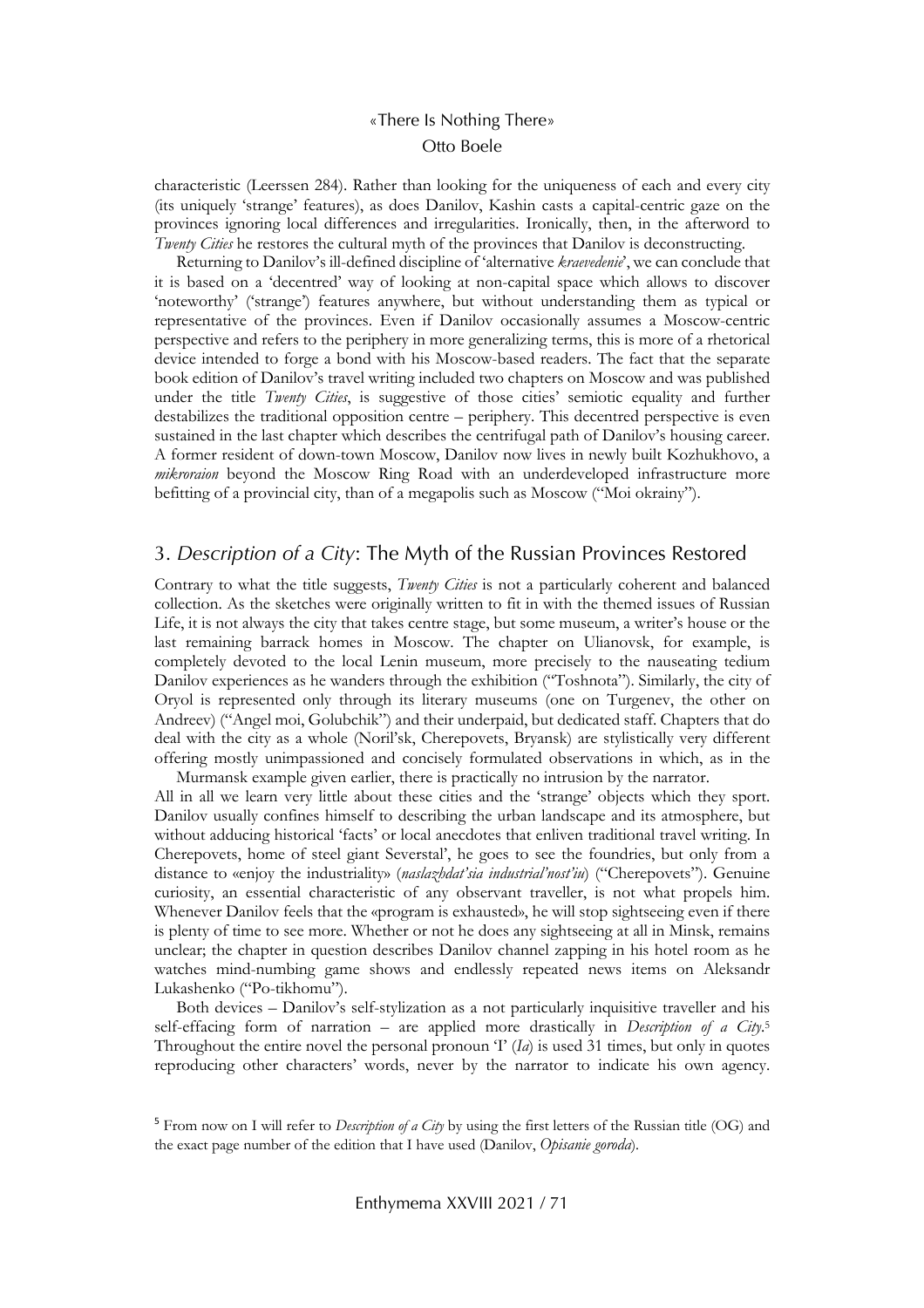characteristic (Leerssen 284). Rather than looking for the uniqueness of each and every city (its uniquely 'strange' features), as does Danilov, Kashin casts a capital-centric gaze on the provinces ignoring local differences and irregularities. Ironically, then, in the afterword to *Twenty Cities* he restores the cultural myth of the provinces that Danilov is deconstructing.

Returning to Danilov's ill-defined discipline of 'alternative *kraevedenie*', we can conclude that it is based on a 'decentred' way of looking at non-capital space which allows to discover 'noteworthy' ('strange') features anywhere, but without understanding them as typical or representative of the provinces. Even if Danilov occasionally assumes a Moscow-centric perspective and refers to the periphery in more generalizing terms, this is more of a rhetorical device intended to forge a bond with his Moscow-based readers. The fact that the separate book edition of Danilov's travel writing included two chapters on Moscow and was published under the title *Twenty Cities*, is suggestive of those cities' semiotic equality and further destabilizes the traditional opposition centre – periphery. This decentred perspective is even sustained in the last chapter which describes the centrifugal path of Danilov's housing career. A former resident of down-town Moscow, Danilov now lives in newly built Kozhukhovo, a *mikroraion* beyond the Moscow Ring Road with an underdeveloped infrastructure more befitting of a provincial city, than of a megapolis such as Moscow ("Moi okrainy").

## 3. *Description of a City*: The Myth of the Russian Provinces Restored

Contrary to what the title suggests, *Twenty Cities* is not a particularly coherent and balanced collection. As the sketches were originally written to fit in with the themed issues of Russian Life, it is not always the city that takes centre stage, but some museum, a writer's house or the last remaining barrack homes in Moscow. The chapter on Ulianovsk, for example, is completely devoted to the local Lenin museum, more precisely to the nauseating tedium Danilov experiences as he wanders through the exhibition ("Toshnota"). Similarly, the city of Oryol is represented only through its literary museums (one on Turgenev, the other on Andreev) ("Angel moi, Golubchik") and their underpaid, but dedicated staff. Chapters that do deal with the city as a whole (Noril'sk, Cherepovets, Bryansk) are stylistically very different offering mostly unimpassioned and concisely formulated observations in which, as in the Murmansk example given earlier, there is practically no intrusion by the narrator.

All in all we learn very little about these cities and the 'strange' objects which they sport. Danilov usually confines himself to describing the urban landscape and its atmosphere, but without adducing historical 'facts' or local anecdotes that enliven traditional travel writing. In Cherepovets, home of steel giant Severstal', he goes to see the foundries, but only from a distance to «enjoy the industriality» (*naslazhdat'sia industrial'nost'iu*) ("Cherepovets"). Genuine curiosity, an essential characteristic of any observant traveller, is not what propels him. Whenever Danilov feels that the «program is exhausted», he will stop sightseeing even if there is plenty of time to see more. Whether or not he does any sightseeing at all in Minsk, remains unclear; the chapter in question describes Danilov channel zapping in his hotel room as he watches mind-numbing game shows and endlessly repeated news items on Aleksandr Lukashenko ("Po-tikhomu").

Both devices – Danilov's self-stylization as a not particularly inquisitive traveller and his self-effacing form of narration – are applied more drastically in *Description of a City*.[5] Throughout the entire novel the personal pronoun 'I' (*Ia*) is used 31 times, but only in quotes reproducing other characters' words, never by the narrator to indicate his own agency.

[5] From now on I will refer to *Description of a City* by using the first letters of the Russian title (OG) and the exact page number of the edition that I have used (Danilov, *Opisanie goroda*).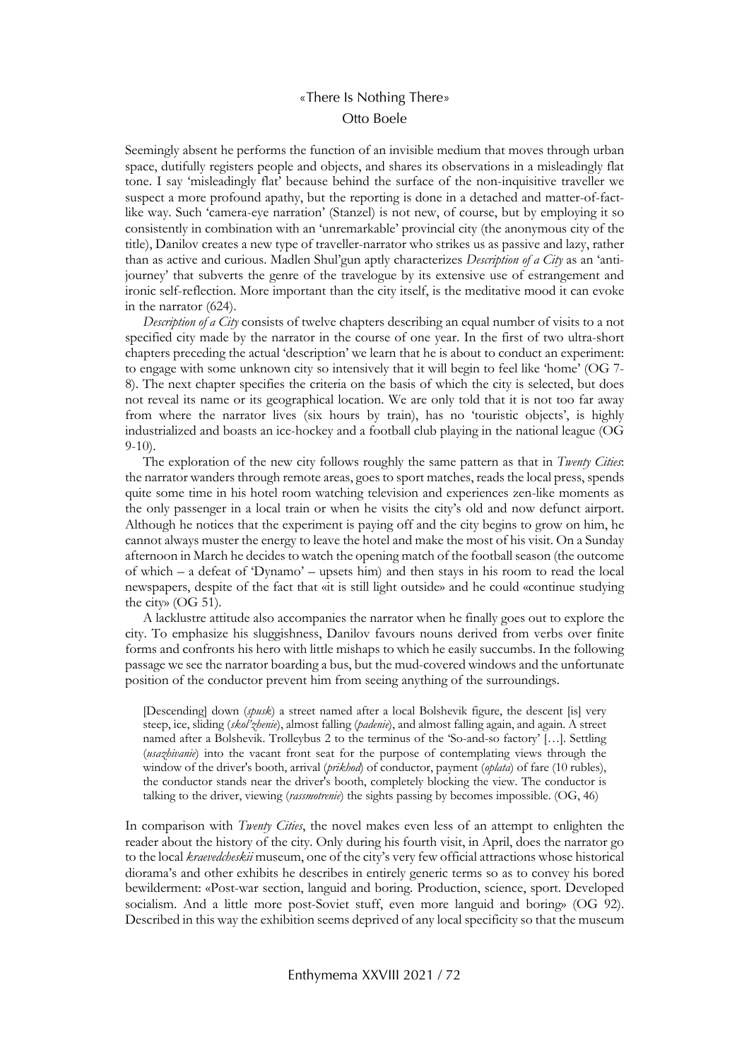Seemingly absent he performs the function of an invisible medium that moves through urban space, dutifully registers people and objects, and shares its observations in a misleadingly flat tone. I say 'misleadingly flat' because behind the surface of the non-inquisitive traveller we suspect a more profound apathy, but the reporting is done in a detached and matter-of-fact-like way. Such 'camera-eye narration' (Stanzel) is not new, of course, but by employing it so consistently in combination with an 'unremarkable' provincial city (the anonymous city of the title), Danilov creates a new type of traveller-narrator who strikes us as passive and lazy, rather than as active and curious. Madlen Shul'gun aptly characterizes *Description of a City* as an 'anti-journey' that subverts the genre of the travelogue by its extensive use of estrangement and ironic self-reflection. More important than the city itself, is the meditative mood it can evoke in the narrator (624).

*Description of a City* consists of twelve chapters describing an equal number of visits to a not specified city made by the narrator in the course of one year. In the first of two ultra-short chapters preceding the actual 'description' we learn that he is about to conduct an experiment: to engage with some unknown city so intensively that it will begin to feel like 'home' (OG 7-8). The next chapter specifies the criteria on the basis of which the city is selected, but does not reveal its name or its geographical location. We are only told that it is not too far away from where the narrator lives (six hours by train), has no 'touristic objects', is highly industrialized and boasts an ice-hockey and a football club playing in the national league (OG 9-10).

The exploration of the new city follows roughly the same pattern as that in *Twenty Cities*: the narrator wanders through remote areas, goes to sport matches, reads the local press, spends quite some time in his hotel room watching television and experiences zen-like moments as the only passenger in a local train or when he visits the city's old and now defunct airport. Although he notices that the experiment is paying off and the city begins to grow on him, he cannot always muster the energy to leave the hotel and make the most of his visit. On a Sunday afternoon in March he decides to watch the opening match of the football season (the outcome of which – a defeat of 'Dynamo' – upsets him) and then stays in his room to read the local newspapers, despite of the fact that «it is still light outside» and he could «continue studying the city» (OG 51).

A lacklustre attitude also accompanies the narrator when he finally goes out to explore the city. To emphasize his sluggishness, Danilov favours nouns derived from verbs over finite forms and confronts his hero with little mishaps to which he easily succumbs. In the following passage we see the narrator boarding a bus, but the mud-covered windows and the unfortunate position of the conductor prevent him from seeing anything of the surroundings.

> [Descending] down (*spusk*) a street named after a local Bolshevik figure, the descent [is] very steep, ice, sliding (*skol'zhenie*), almost falling (*padenie*), and almost falling again, and again. A street named after a Bolshevik. Trolleybus 2 to the terminus of the 'So-and-so factory' […]. Settling (*usazhivanie*) into the vacant front seat for the purpose of contemplating views through the window of the driver's booth, arrival (*prikhod*) of conductor, payment (*oplata*) of fare (10 rubles), the conductor stands near the driver's booth, completely blocking the view. The conductor is talking to the driver, viewing (*rassmotrenie*) the sights passing by becomes impossible. (OG, 46)

In comparison with *Twenty Cities*, the novel makes even less of an attempt to enlighten the reader about the history of the city. Only during his fourth visit, in April, does the narrator go to the local *kraevedcheskii* museum, one of the city's very few official attractions whose historical diorama's and other exhibits he describes in entirely generic terms so as to convey his bored bewilderment: «Post-war section, languid and boring. Production, science, sport. Developed socialism. And a little more post-Soviet stuff, even more languid and boring» (OG 92). Described in this way the exhibition seems deprived of any local specificity so that the museum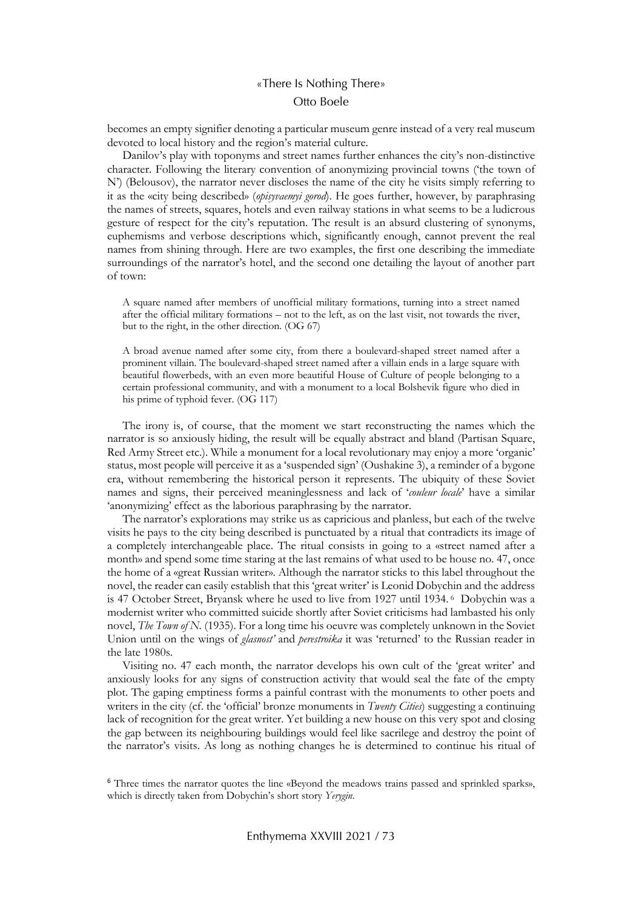becomes an empty signifier denoting a particular museum genre instead of a very real museum devoted to local history and the region's material culture.

Danilov's play with toponyms and street names further enhances the city's non-distinctive character. Following the literary convention of anonymizing provincial towns ('the town of N') (Belousov), the narrator never discloses the name of the city he visits simply referring to it as the «city being described» (*opisyvaemyi gorod*). He goes further, however, by paraphrasing the names of streets, squares, hotels and even railway stations in what seems to be a ludicrous gesture of respect for the city's reputation. The result is an absurd clustering of synonyms, euphemisms and verbose descriptions which, significantly enough, cannot prevent the real names from shining through. Here are two examples, the first one describing the immediate surroundings of the narrator's hotel, and the second one detailing the layout of another part of town:

> A square named after members of unofficial military formations, turning into a street named after the official military formations – not to the left, as on the last visit, not towards the river, but to the right, in the other direction. (OG 67)

> A broad avenue named after some city, from there a boulevard-shaped street named after a prominent villain. The boulevard-shaped street named after a villain ends in a large square with beautiful flowerbeds, with an even more beautiful House of Culture of people belonging to a certain professional community, and with a monument to a local Bolshevik figure who died in his prime of typhoid fever. (OG 117)

The irony is, of course, that the moment we start reconstructing the names which the narrator is so anxiously hiding, the result will be equally abstract and bland (Partisan Square, Red Army Street etc.). While a monument for a local revolutionary may enjoy a more 'organic' status, most people will perceive it as a 'suspended sign' (Oushakine 3), a reminder of a bygone era, without remembering the historical person it represents. The ubiquity of these Soviet names and signs, their perceived meaninglessness and lack of '*couleur locale*' have a similar 'anonymizing' effect as the laborious paraphrasing by the narrator.

The narrator's explorations may strike us as capricious and planless, but each of the twelve visits he pays to the city being described is punctuated by a ritual that contradicts its image of a completely interchangeable place. The ritual consists in going to a «street named after a month» and spend some time staring at the last remains of what used to be house no. 47, once the home of a «great Russian writer». Although the narrator sticks to this label throughout the novel, the reader can easily establish that this 'great writer' is Leonid Dobychin and the address is 47 October Street, Bryansk where he used to live from 1927 until 1934.[6] Dobychin was a modernist writer who committed suicide shortly after Soviet criticisms had lambasted his only novel, *The Town of N.* (1935). For a long time his oeuvre was completely unknown in the Soviet Union until on the wings of *glasnost'* and *perestroika* it was 'returned' to the Russian reader in the late 1980s.

Visiting no. 47 each month, the narrator develops his own cult of the 'great writer' and anxiously looks for any signs of construction activity that would seal the fate of the empty plot. The gaping emptiness forms a painful contrast with the monuments to other poets and writers in the city (cf. the 'official' bronze monuments in *Twenty Cities*) suggesting a continuing lack of recognition for the great writer. Yet building a new house on this very spot and closing the gap between its neighbouring buildings would feel like sacrilege and destroy the point of the narrator's visits. As long as nothing changes he is determined to continue his ritual of

---

[6] Three times the narrator quotes the line «Beyond the meadows trains passed and sprinkled sparks», which is directly taken from Dobychin's short story *Yerygin*.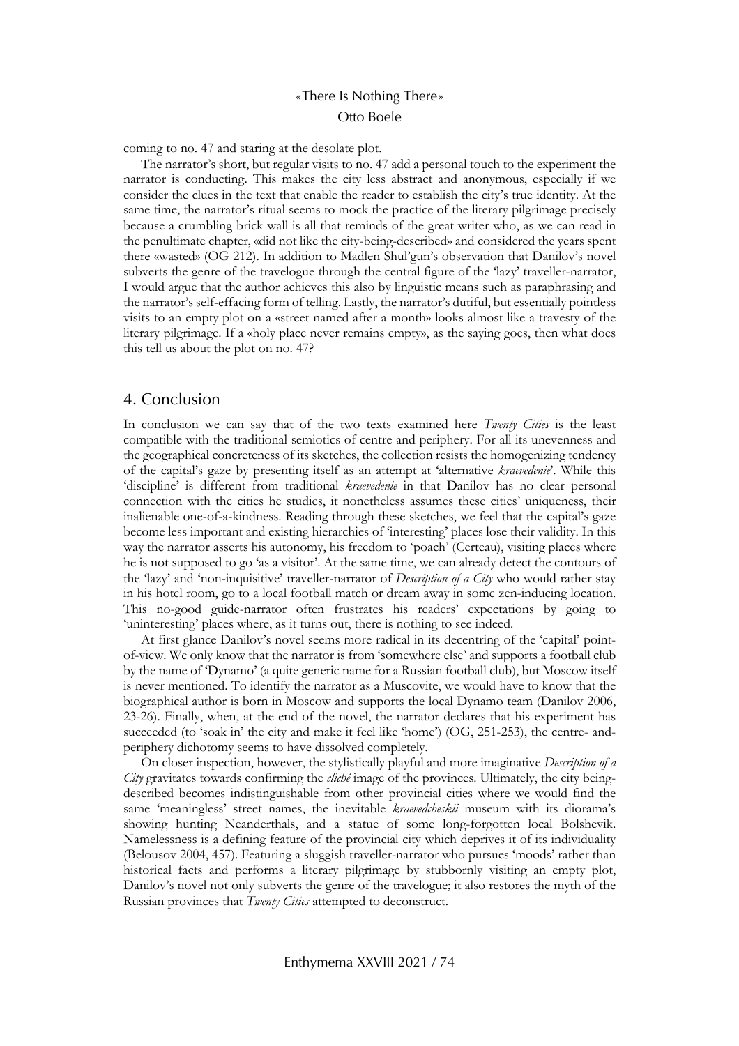coming to no. 47 and staring at the desolate plot.

The narrator's short, but regular visits to no. 47 add a personal touch to the experiment the narrator is conducting. This makes the city less abstract and anonymous, especially if we consider the clues in the text that enable the reader to establish the city's true identity. At the same time, the narrator's ritual seems to mock the practice of the literary pilgrimage precisely because a crumbling brick wall is all that reminds of the great writer who, as we can read in the penultimate chapter, «did not like the city-being-described» and considered the years spent there «wasted» (OG 212). In addition to Madlen Shul'gun's observation that Danilov's novel subverts the genre of the travelogue through the central figure of the 'lazy' traveller-narrator, I would argue that the author achieves this also by linguistic means such as paraphrasing and the narrator's self-effacing form of telling. Lastly, the narrator's dutiful, but essentially pointless visits to an empty plot on a «street named after a month» looks almost like a travesty of the literary pilgrimage. If a «holy place never remains empty», as the saying goes, then what does this tell us about the plot on no. 47?

## 4. Conclusion

In conclusion we can say that of the two texts examined here *Twenty Cities* is the least compatible with the traditional semiotics of centre and periphery. For all its unevenness and the geographical concreteness of its sketches, the collection resists the homogenizing tendency of the capital's gaze by presenting itself as an attempt at 'alternative *kraevedenie*'. While this 'discipline' is different from traditional *kraevedenie* in that Danilov has no clear personal connection with the cities he studies, it nonetheless assumes these cities' uniqueness, their inalienable one-of-a-kindness. Reading through these sketches, we feel that the capital's gaze become less important and existing hierarchies of 'interesting' places lose their validity. In this way the narrator asserts his autonomy, his freedom to 'poach' (Certeau), visiting places where he is not supposed to go 'as a visitor'. At the same time, we can already detect the contours of the 'lazy' and 'non-inquisitive' traveller-narrator of *Description of a City* who would rather stay in his hotel room, go to a local football match or dream away in some zen-inducing location. This no-good guide-narrator often frustrates his readers' expectations by going to 'uninteresting' places where, as it turns out, there is nothing to see indeed.

At first glance Danilov's novel seems more radical in its decentring of the 'capital' point-of-view. We only know that the narrator is from 'somewhere else' and supports a football club by the name of 'Dynamo' (a quite generic name for a Russian football club), but Moscow itself is never mentioned. To identify the narrator as a Muscovite, we would have to know that the biographical author is born in Moscow and supports the local Dynamo team (Danilov 2006, 23-26). Finally, when, at the end of the novel, the narrator declares that his experiment has succeeded (to 'soak in' the city and make it feel like 'home') (OG, 251-253), the centre- and-periphery dichotomy seems to have dissolved completely.

On closer inspection, however, the stylistically playful and more imaginative *Description of a City* gravitates towards confirming the *cliché* image of the provinces. Ultimately, the city being-described becomes indistinguishable from other provincial cities where we would find the same 'meaningless' street names, the inevitable *kraevedcheskii* museum with its diorama's showing hunting Neanderthals, and a statue of some long-forgotten local Bolshevik. Namelessness is a defining feature of the provincial city which deprives it of its individuality (Belousov 2004, 457). Featuring a sluggish traveller-narrator who pursues 'moods' rather than historical facts and performs a literary pilgrimage by stubbornly visiting an empty plot, Danilov's novel not only subverts the genre of the travelogue; it also restores the myth of the Russian provinces that *Twenty Cities* attempted to deconstruct.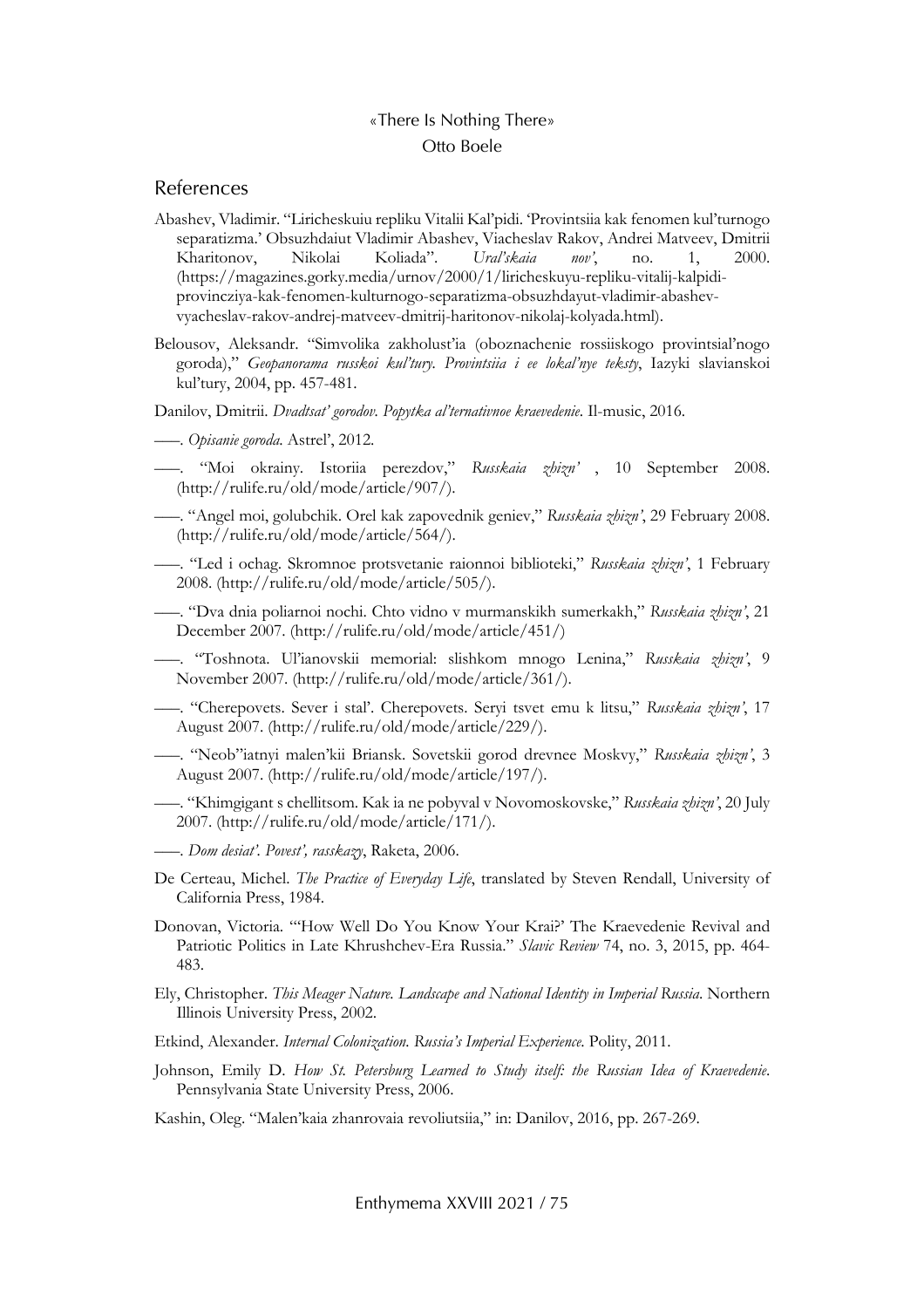## References

Abashev, Vladimir. "Liricheskuiu repliku Vitalii Kal'pidi. 'Provintsiia kak fenomen kul'turnogo separatizma.' Obsuzhdaiut Vladimir Abashev, Viacheslav Rakov, Andrei Matveev, Dmitrii Kharitonov, Nikolai Koliada". *Ural'skaia nov'*, no. 1, 2000. (https://magazines.gorky.media/urnov/2000/1/liricheskuyu-repliku-vitalij-kalpidi-provincziya-kak-fenomen-kulturnogo-separatizma-obsuzhdayut-vladimir-abashev-vyacheslav-rakov-andrej-matveev-dmitrij-haritonov-nikolaj-kolyada.html).

Belousov, Aleksandr. "Simvolika zakholust'ia (oboznachenie rossiiskogo provintsial'nogo goroda)," *Geopanorama russkoi kul'tury. Provintsiia i ee lokal'nye teksty*, Iazyki slavianskoi kul'tury, 2004, pp. 457-481.

Danilov, Dmitrii. *Dvadtsat' gorodov. Popytka al'ternativnoe kraevedenie*. Il-music, 2016.

–––. *Opisanie goroda*. Astrel', 2012.

–––. "Moi okrainy. Istoriia perezdov," *Russkaia zhizn'* , 10 September 2008. (http://rulife.ru/old/mode/article/907/).

–––. "Angel moi, golubchik. Orel kak zapovednik geniev," *Russkaia zhizn'*, 29 February 2008. (http://rulife.ru/old/mode/article/564/).

–––. "Led i ochag. Skromnoe protsvetanie raionnoi biblioteki," *Russkaia zhizn'*, 1 February 2008. (http://rulife.ru/old/mode/article/505/).

–––. "Dva dnia poliarnoi nochi. Chto vidno v murmanskikh sumerkakh," *Russkaia zhizn'*, 21 December 2007. (http://rulife.ru/old/mode/article/451/)

–––. "Toshnota. Ul'ianovskii memorial: slishkom mnogo Lenina," *Russkaia zhizn'*, 9 November 2007. (http://rulife.ru/old/mode/article/361/).

–––. "Cherepovets. Sever i stal'. Cherepovets. Seryi tsvet emu k litsu," *Russkaia zhizn'*, 17 August 2007. (http://rulife.ru/old/mode/article/229/).

–––. "Neob"iatnyi malen'kii Briansk. Sovetskii gorod drevnee Moskvy," *Russkaia zhizn'*, 3 August 2007. (http://rulife.ru/old/mode/article/197/).

–––. "Khimgigant s chellitsom. Kak ia ne pobyval v Novomoskovske," *Russkaia zhizn'*, 20 July 2007. (http://rulife.ru/old/mode/article/171/).

–––. *Dom desiat'. Povest', rasskazy*, Raketa, 2006.

De Certeau, Michel. *The Practice of Everyday Life*, translated by Steven Rendall, University of California Press, 1984.

Donovan, Victoria. "'How Well Do You Know Your Krai?' The Kraevedenie Revival and Patriotic Politics in Late Khrushchev-Era Russia." *Slavic Review* 74, no. 3, 2015, pp. 464-483.

Ely, Christopher. *This Meager Nature. Landscape and National Identity in Imperial Russia*. Northern Illinois University Press, 2002.

Etkind, Alexander. *Internal Colonization. Russia's Imperial Experience*. Polity, 2011.

Johnson, Emily D. *How St. Petersburg Learned to Study itself: the Russian Idea of Kraevedenie*. Pennsylvania State University Press, 2006.

Kashin, Oleg. "Malen'kaia zhanrovaia revoliutsiia," in: Danilov, 2016, pp. 267-269.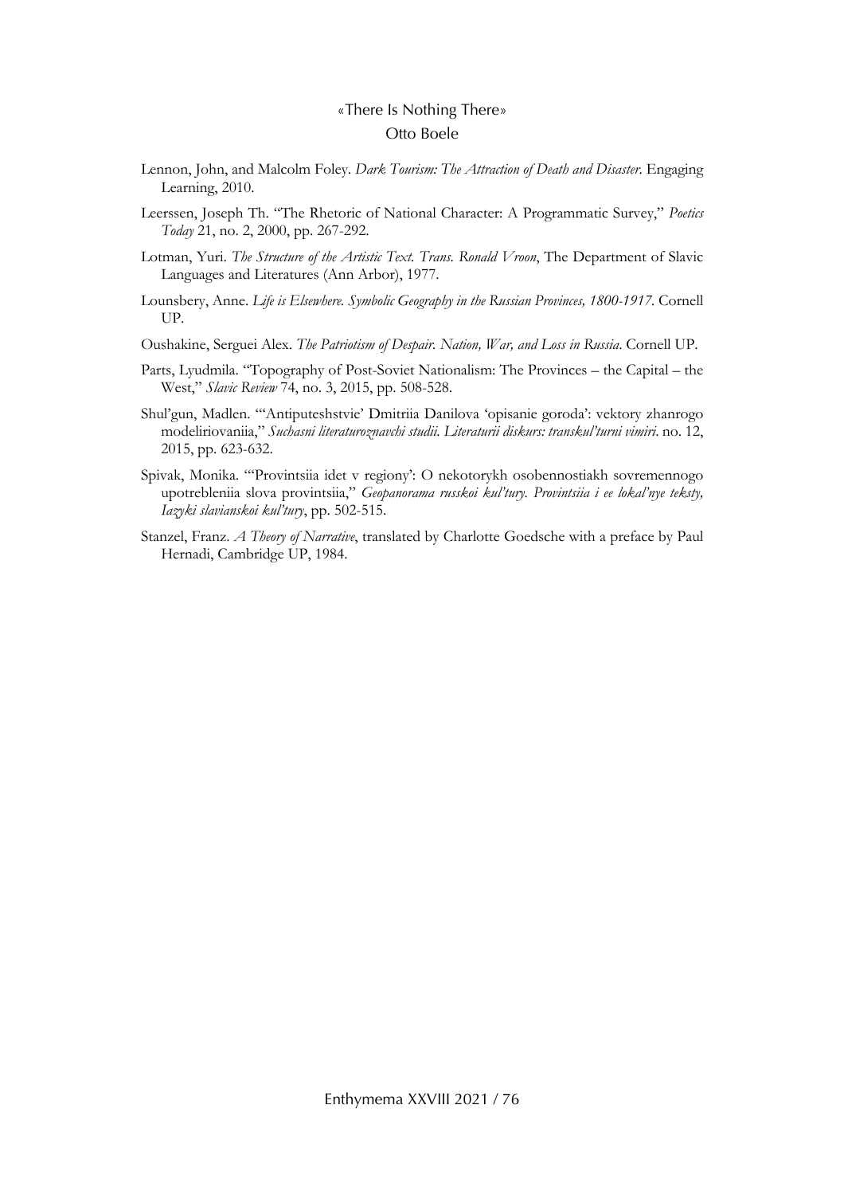Lennon, John, and Malcolm Foley. *Dark Tourism: The Attraction of Death and Disaster*. Engaging Learning, 2010.

Leerssen, Joseph Th. "The Rhetoric of National Character: A Programmatic Survey," *Poetics Today* 21, no. 2, 2000, pp. 267-292.

Lotman, Yuri. *The Structure of the Artistic Text. Trans. Ronald Vroon*, The Department of Slavic Languages and Literatures (Ann Arbor), 1977.

Lounsbery, Anne. *Life is Elsewhere. Symbolic Geography in the Russian Provinces, 1800-1917*. Cornell UP.

Oushakine, Serguei Alex. *The Patriotism of Despair. Nation, War, and Loss in Russia*. Cornell UP.

Parts, Lyudmila. "Topography of Post-Soviet Nationalism: The Provinces – the Capital – the West," *Slavic Review* 74, no. 3, 2015, pp. 508-528.

Shul'gun, Madlen. "'Antiputeshstvie' Dmitriia Danilova 'opisanie goroda': vektory zhanrogo modeliriovaniia," *Suchasni literaturoznavchi studii. Literaturii diskurs: transkul'turni vimiri*. no. 12, 2015, pp. 623-632.

Spivak, Monika. "'Provintsiia idet v regiony': O nekotorykh osobennostiakh sovremennogo upotrebleniia slova provintsiia," *Geopanorama russkoi kul'tury. Provintsiia i ee lokal'nye teksty, Iazyki slavianskoi kul'tury*, pp. 502-515.

Stanzel, Franz. *A Theory of Narrative*, translated by Charlotte Goedsche with a preface by Paul Hernadi, Cambridge UP, 1984.